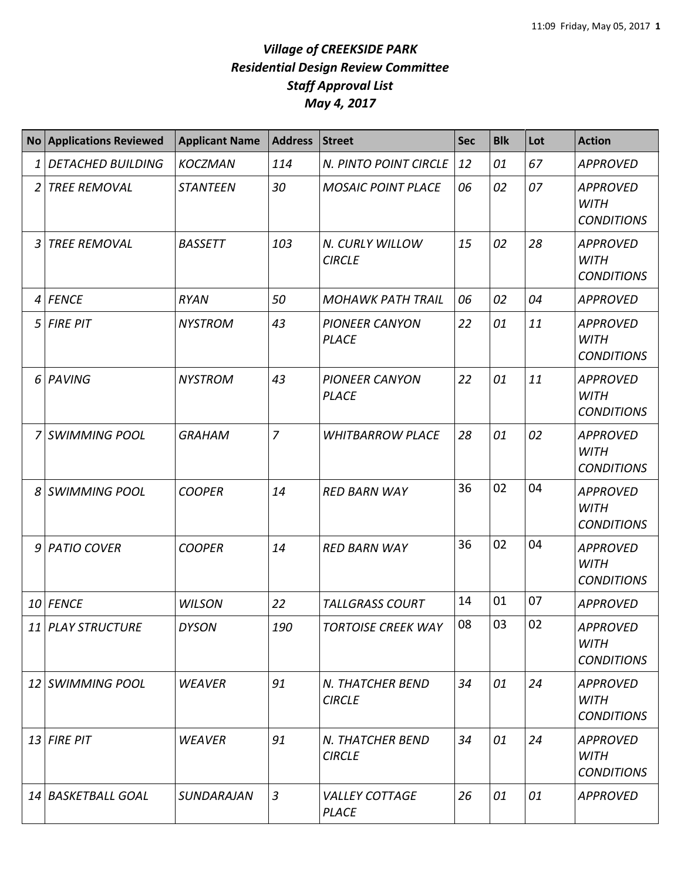# *Village of CREEKSIDE PARK*
## *Residential Design Review Committee*
## *Staff Approval List*
## *May 4, 2017*

| No | Applications Reviewed | Applicant Name | Address | Street | Sec | Blk | Lot | Action |
|---|---|---|---|---|---|---|---|---|
| 1 | DETACHED BUILDING | KOCZMAN | 114 | N. PINTO POINT CIRCLE | 12 | 01 | 67 | APPROVED |
| 2 | TREE REMOVAL | STANTEEN | 30 | MOSAIC POINT PLACE | 06 | 02 | 07 | APPROVED WITH CONDITIONS |
| 3 | TREE REMOVAL | BASSETT | 103 | N. CURLY WILLOW CIRCLE | 15 | 02 | 28 | APPROVED WITH CONDITIONS |
| 4 | FENCE | RYAN | 50 | MOHAWK PATH TRAIL | 06 | 02 | 04 | APPROVED |
| 5 | FIRE PIT | NYSTROM | 43 | PIONEER CANYON PLACE | 22 | 01 | 11 | APPROVED WITH CONDITIONS |
| 6 | PAVING | NYSTROM | 43 | PIONEER CANYON PLACE | 22 | 01 | 11 | APPROVED WITH CONDITIONS |
| 7 | SWIMMING POOL | GRAHAM | 7 | WHITBARROW PLACE | 28 | 01 | 02 | APPROVED WITH CONDITIONS |
| 8 | SWIMMING POOL | COOPER | 14 | RED BARN WAY | 36 | 02 | 04 | APPROVED WITH CONDITIONS |
| 9 | PATIO COVER | COOPER | 14 | RED BARN WAY | 36 | 02 | 04 | APPROVED WITH CONDITIONS |
| 10 | FENCE | WILSON | 22 | TALLGRASS COURT | 14 | 01 | 07 | APPROVED |
| 11 | PLAY STRUCTURE | DYSON | 190 | TORTOISE CREEK WAY | 08 | 03 | 02 | APPROVED WITH CONDITIONS |
| 12 | SWIMMING POOL | WEAVER | 91 | N. THATCHER BEND CIRCLE | 34 | 01 | 24 | APPROVED WITH CONDITIONS |
| 13 | FIRE PIT | WEAVER | 91 | N. THATCHER BEND CIRCLE | 34 | 01 | 24 | APPROVED WITH CONDITIONS |
| 14 | BASKETBALL GOAL | SUNDARAJAN | 3 | VALLEY COTTAGE PLACE | 26 | 01 | 01 | APPROVED |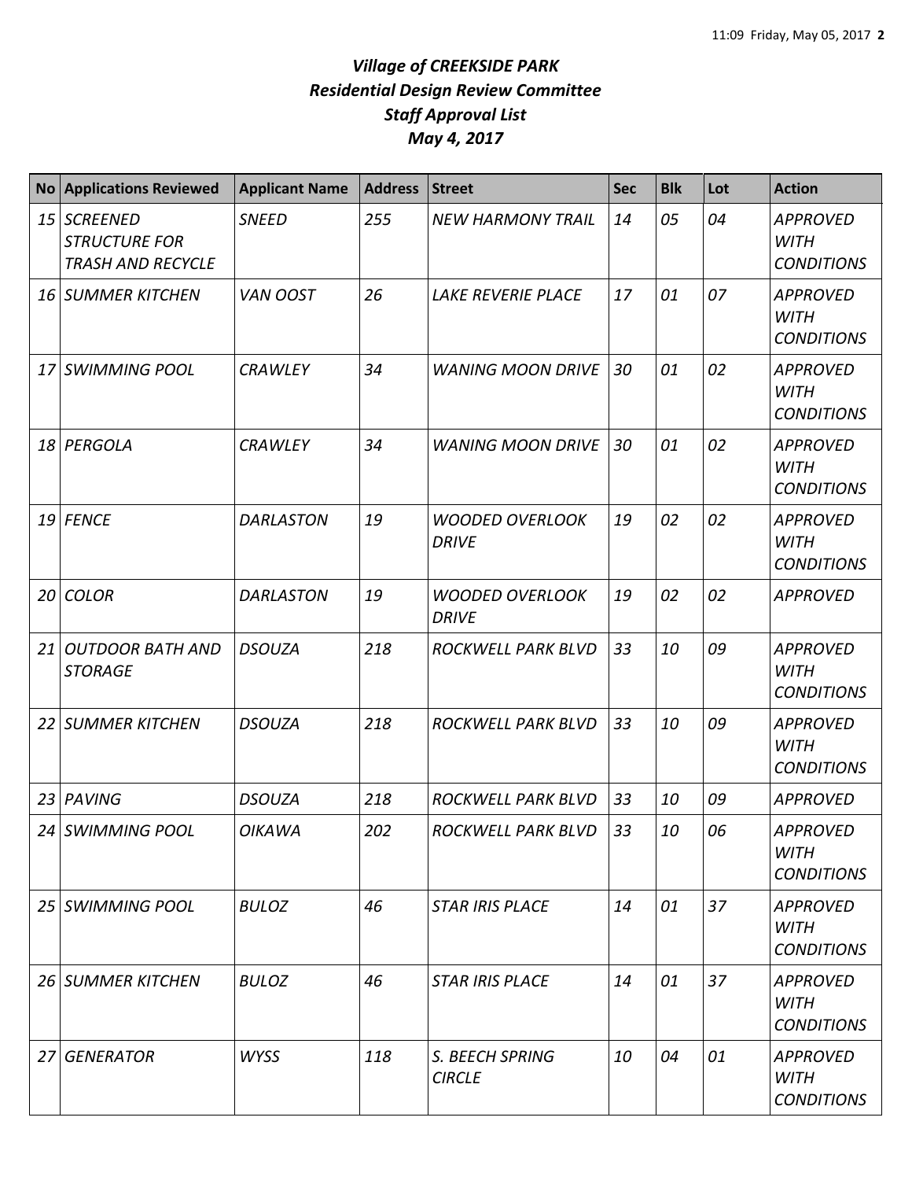# *Village of CREEKSIDE PARK*
## *Residential Design Review Committee*
## *Staff Approval List*
## *May 4, 2017*

| No | Applications Reviewed | Applicant Name | Address | Street | Sec | Blk | Lot | Action |
|---|---|---|---|---|---|---|---|---|
| *15* | *SCREENED STRUCTURE FOR TRASH AND RECYCLE* | *SNEED* | *255* | *NEW HARMONY TRAIL* | *14* | *05* | *04* | *APPROVED WITH CONDITIONS* |
| *16* | *SUMMER KITCHEN* | *VAN OOST* | *26* | *LAKE REVERIE PLACE* | *17* | *01* | *07* | *APPROVED WITH CONDITIONS* |
| *17* | *SWIMMING POOL* | *CRAWLEY* | *34* | *WANING MOON DRIVE* | *30* | *01* | *02* | *APPROVED WITH CONDITIONS* |
| *18* | *PERGOLA* | *CRAWLEY* | *34* | *WANING MOON DRIVE* | *30* | *01* | *02* | *APPROVED WITH CONDITIONS* |
| *19* | *FENCE* | *DARLASTON* | *19* | *WOODED OVERLOOK DRIVE* | *19* | *02* | *02* | *APPROVED WITH CONDITIONS* |
| *20* | *COLOR* | *DARLASTON* | *19* | *WOODED OVERLOOK DRIVE* | *19* | *02* | *02* | *APPROVED* |
| *21* | *OUTDOOR BATH AND STORAGE* | *DSOUZA* | *218* | *ROCKWELL PARK BLVD* | *33* | *10* | *09* | *APPROVED WITH CONDITIONS* |
| *22* | *SUMMER KITCHEN* | *DSOUZA* | *218* | *ROCKWELL PARK BLVD* | *33* | *10* | *09* | *APPROVED WITH CONDITIONS* |
| *23* | *PAVING* | *DSOUZA* | *218* | *ROCKWELL PARK BLVD* | *33* | *10* | *09* | *APPROVED* |
| *24* | *SWIMMING POOL* | *OIKAWA* | *202* | *ROCKWELL PARK BLVD* | *33* | *10* | *06* | *APPROVED WITH CONDITIONS* |
| *25* | *SWIMMING POOL* | *BULOZ* | *46* | *STAR IRIS PLACE* | *14* | *01* | *37* | *APPROVED WITH CONDITIONS* |
| *26* | *SUMMER KITCHEN* | *BULOZ* | *46* | *STAR IRIS PLACE* | *14* | *01* | *37* | *APPROVED WITH CONDITIONS* |
| *27* | *GENERATOR* | *WYSS* | *118* | *S. BEECH SPRING CIRCLE* | *10* | *04* | *01* | *APPROVED WITH CONDITIONS* |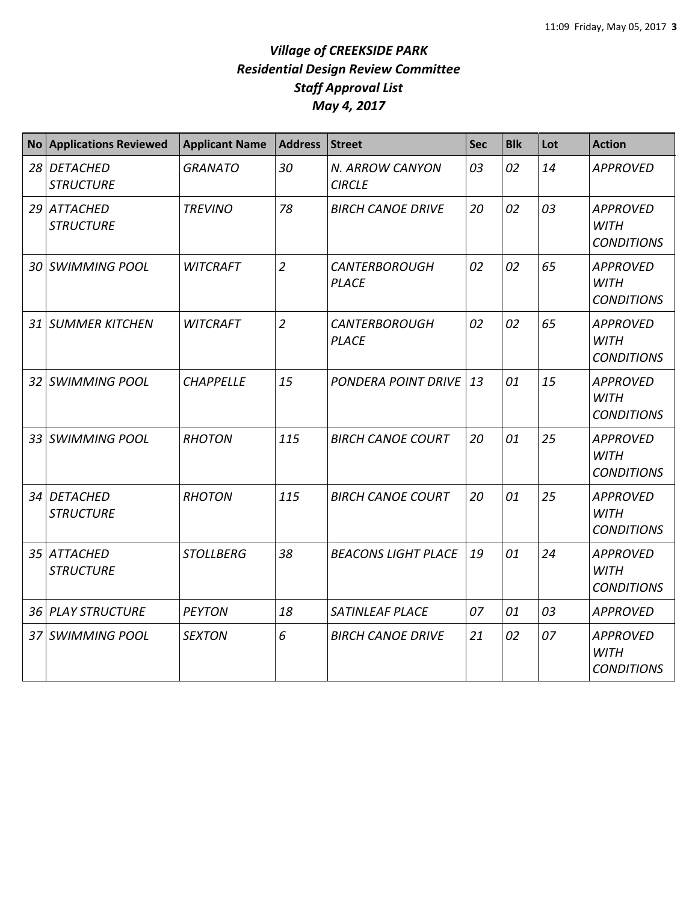# *Village of CREEKSIDE PARK*
## *Residential Design Review Committee*
## *Staff Approval List*
## *May 4, 2017*

| No | Applications Reviewed | Applicant Name | Address | Street | Sec | Blk | Lot | Action |
|---|---|---|---|---|---|---|---|---|
| *28* | *DETACHED STRUCTURE* | *GRANATO* | *30* | *N. ARROW CANYON CIRCLE* | *03* | *02* | *14* | *APPROVED* |
| *29* | *ATTACHED STRUCTURE* | *TREVINO* | *78* | *BIRCH CANOE DRIVE* | *20* | *02* | *03* | *APPROVED WITH CONDITIONS* |
| *30* | *SWIMMING POOL* | *WITCRAFT* | *2* | *CANTERBOROUGH PLACE* | *02* | *02* | *65* | *APPROVED WITH CONDITIONS* |
| *31* | *SUMMER KITCHEN* | *WITCRAFT* | *2* | *CANTERBOROUGH PLACE* | *02* | *02* | *65* | *APPROVED WITH CONDITIONS* |
| *32* | *SWIMMING POOL* | *CHAPPELLE* | *15* | *PONDERA POINT DRIVE* | *13* | *01* | *15* | *APPROVED WITH CONDITIONS* |
| *33* | *SWIMMING POOL* | *RHOTON* | *115* | *BIRCH CANOE COURT* | *20* | *01* | *25* | *APPROVED WITH CONDITIONS* |
| *34* | *DETACHED STRUCTURE* | *RHOTON* | *115* | *BIRCH CANOE COURT* | *20* | *01* | *25* | *APPROVED WITH CONDITIONS* |
| *35* | *ATTACHED STRUCTURE* | *STOLLBERG* | *38* | *BEACONS LIGHT PLACE* | *19* | *01* | *24* | *APPROVED WITH CONDITIONS* |
| *36* | *PLAY STRUCTURE* | *PEYTON* | *18* | *SATINLEAF PLACE* | *07* | *01* | *03* | *APPROVED* |
| *37* | *SWIMMING POOL* | *SEXTON* | *6* | *BIRCH CANOE DRIVE* | *21* | *02* | *07* | *APPROVED WITH CONDITIONS* |